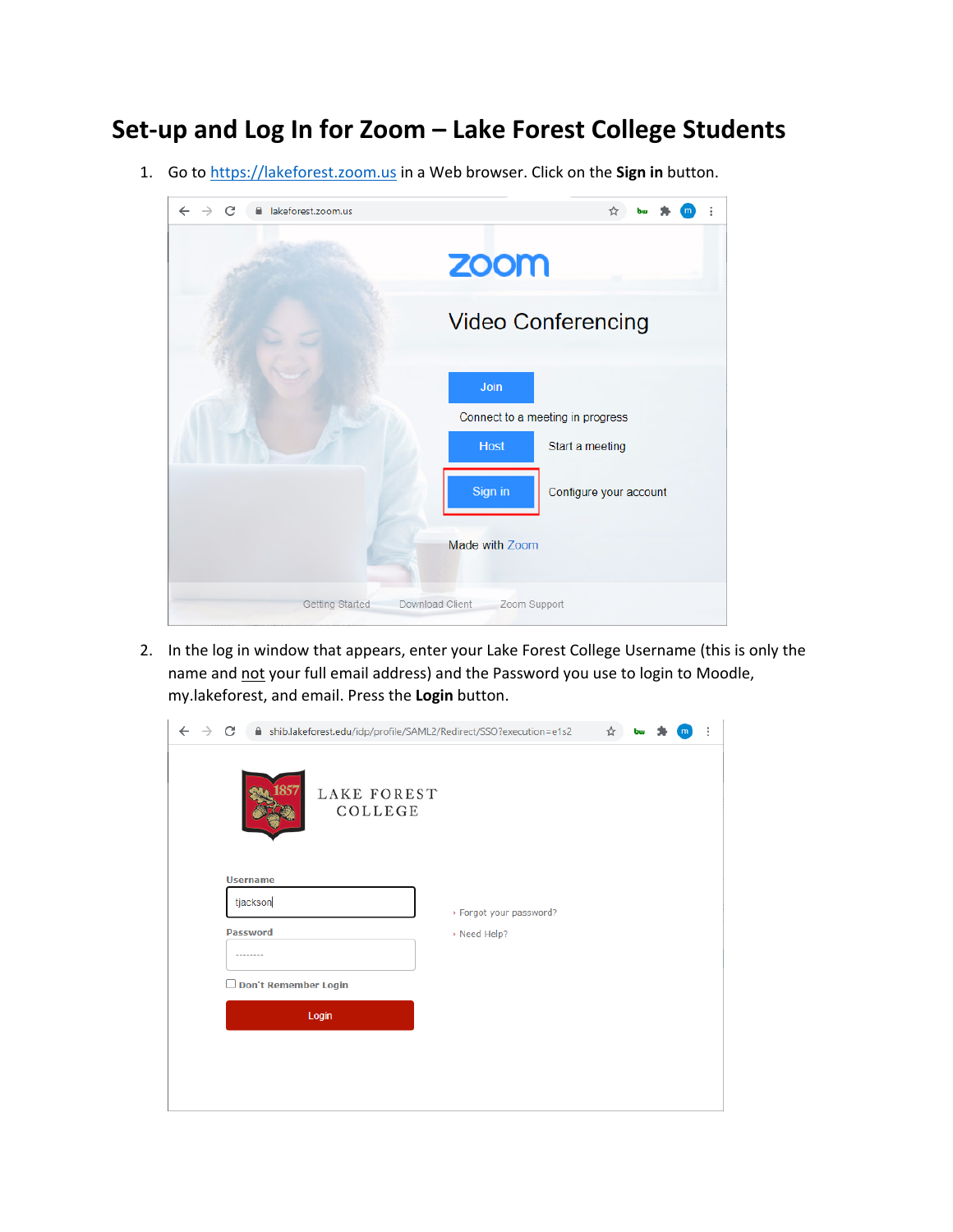# Set-up and Log In for Zoom – Lake Forest College Students

1. Go to https://lakeforest.zoom.us in a Web browser. Click on the **Sign in** button.

2. In the log in window that appears, enter your Lake Forest College Username (this is only the name and not your full email address) and the Password you use to login to Moodle, my.lakeforest, and email. Press the **Login** button.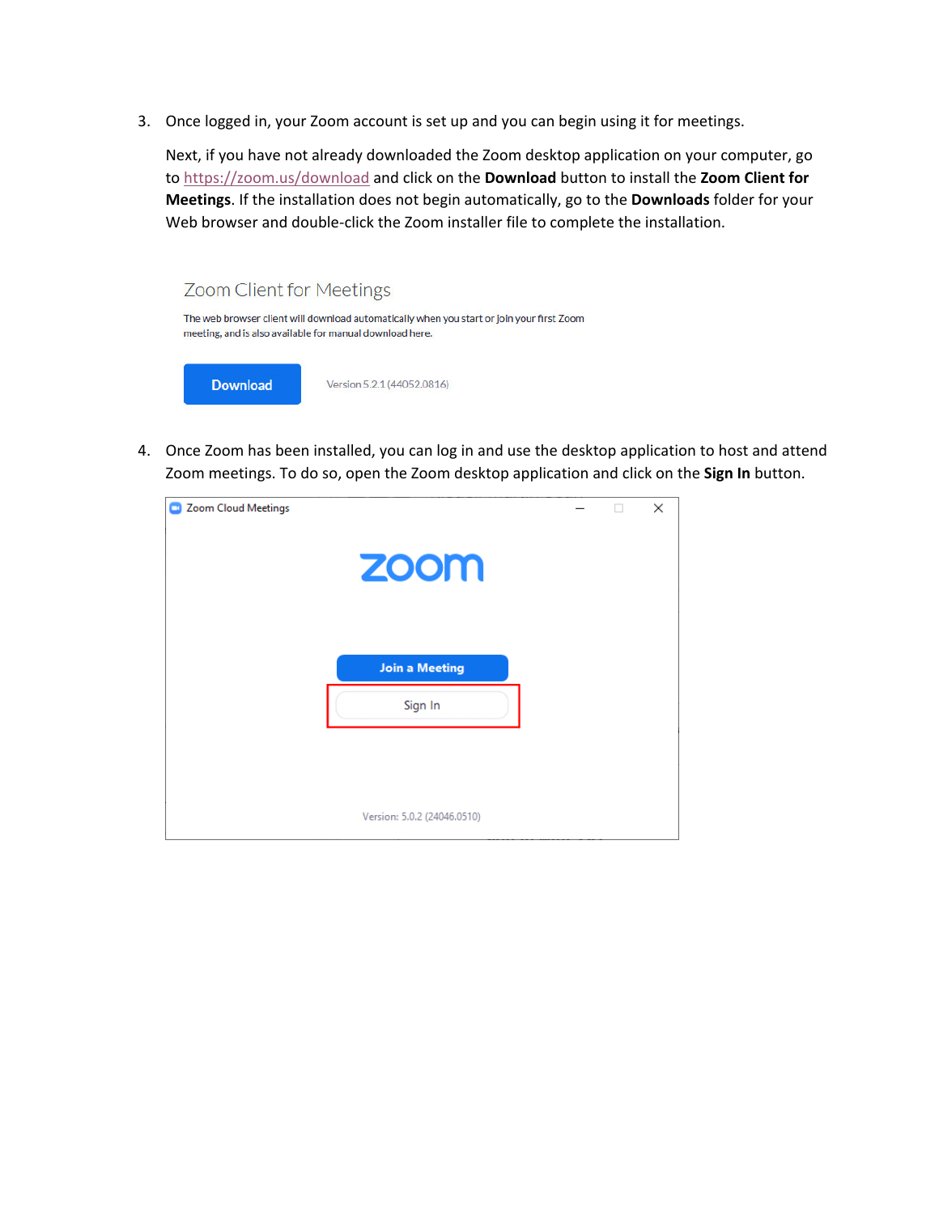3. Once logged in, your Zoom account is set up and you can begin using it for meetings.

   Next, if you have not already downloaded the Zoom desktop application on your computer, go to https://zoom.us/download and click on the **Download** button to install the **Zoom Client for Meetings**. If the installation does not begin automatically, go to the **Downloads** folder for your Web browser and double-click the Zoom installer file to complete the installation.

   Zoom Client for Meetings

   The web browser client will download automatically when you start or join your first Zoom meeting, and is also available for manual download here.

   Download     Version 5.2.1 (44052.0816)

4. Once Zoom has been installed, you can log in and use the desktop application to host and attend Zoom meetings. To do so, open the Zoom desktop application and click on the **Sign In** button.

   Zoom Cloud Meetings

   zoom

   Join a Meeting

   Sign In

   Version: 5.0.2 (24046.0510)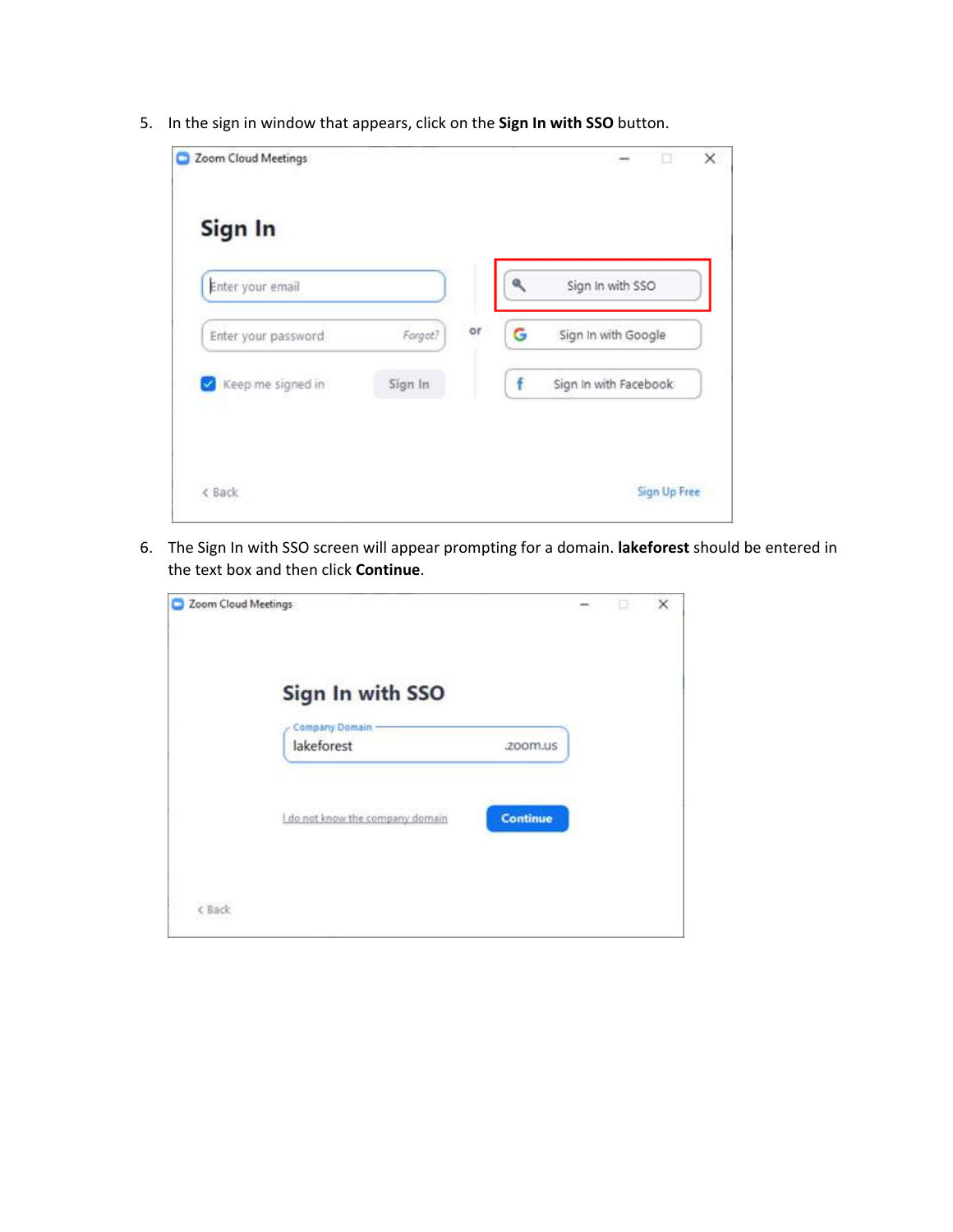5. In the sign in window that appears, click on the **Sign In with SSO** button.

6. The Sign In with SSO screen will appear prompting for a domain. **lakeforest** should be entered in the text box and then click **Continue**.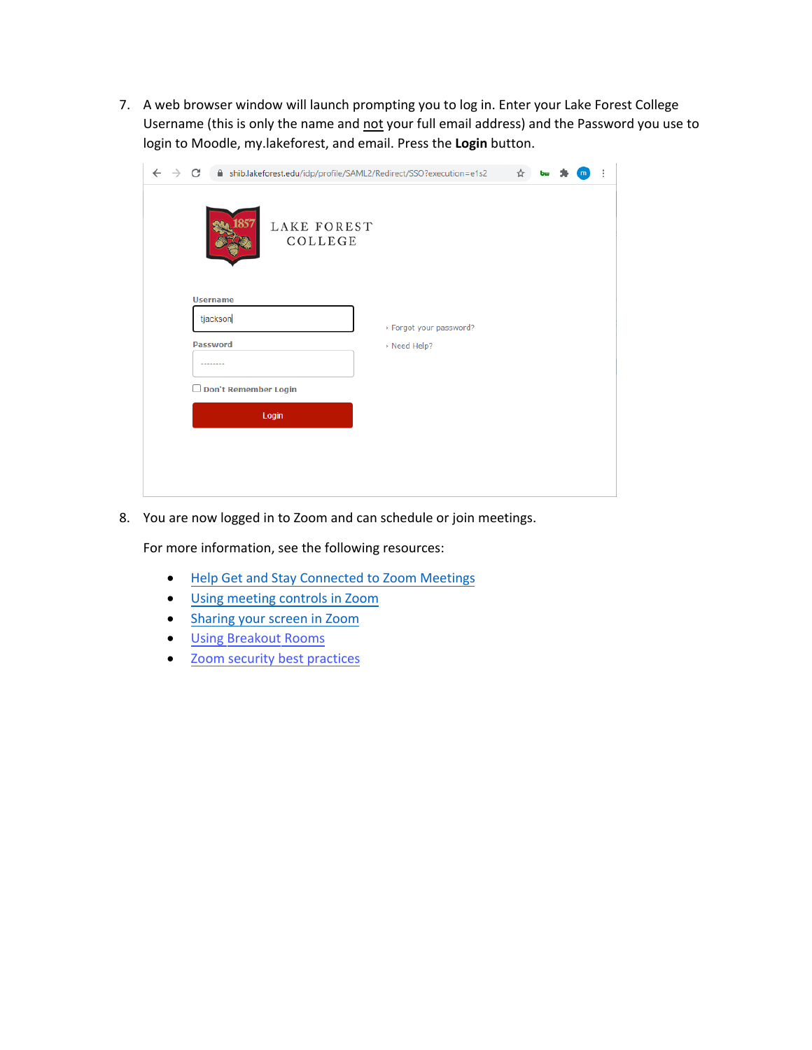7. A web browser window will launch prompting you to log in. Enter your Lake Forest College Username (this is only the name and not your full email address) and the Password you use to login to Moodle, my.lakeforest, and email. Press the **Login** button.

8. You are now logged in to Zoom and can schedule or join meetings.

   For more information, see the following resources:

   - Help Get and Stay Connected to Zoom Meetings
   - Using meeting controls in Zoom
   - Sharing your screen in Zoom
   - Using Breakout Rooms
   - Zoom security best practices